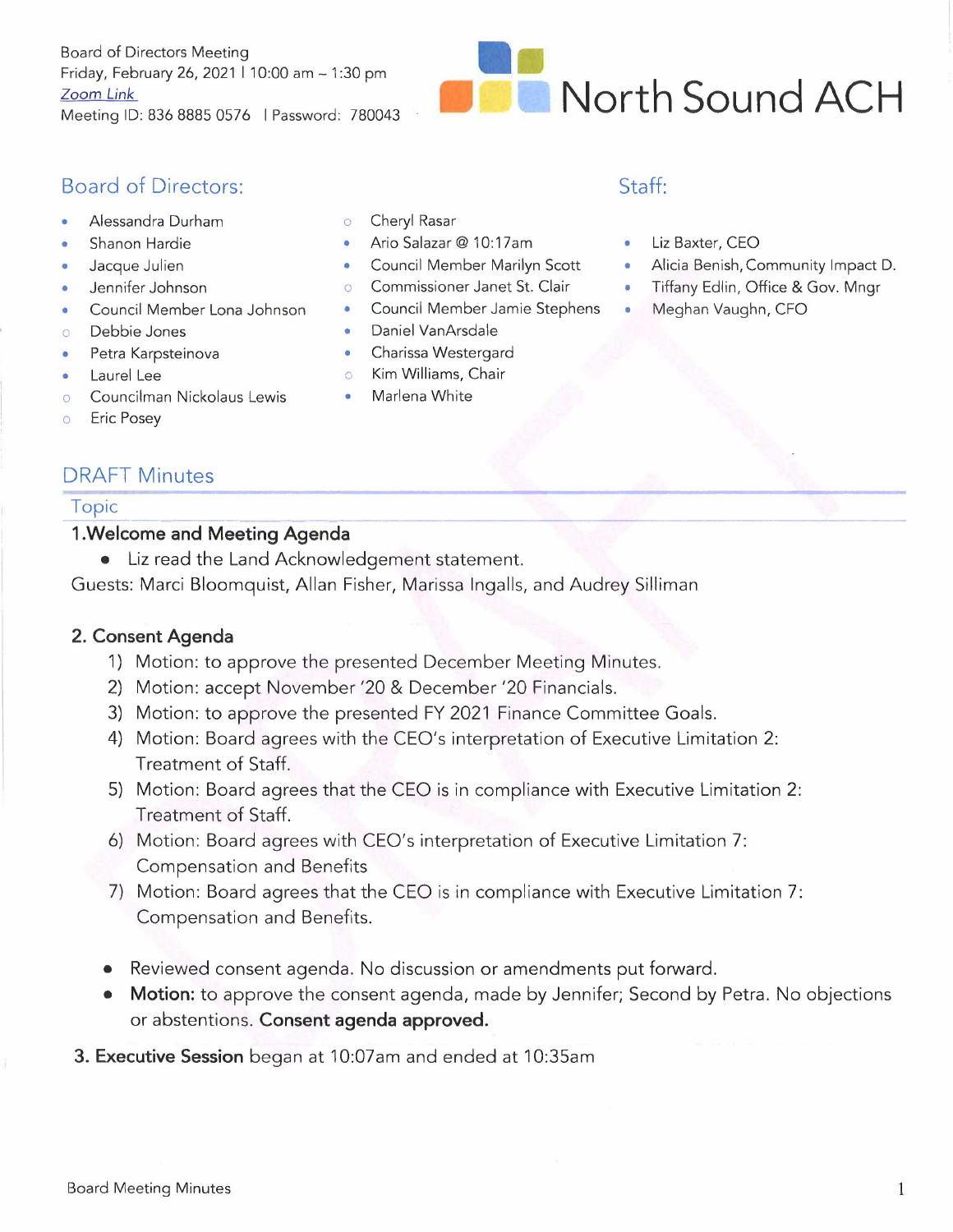Board of Directors Meeting
Friday, February 26, 2021 | 10:00 am – 1:30 pm
Zoom Link
Meeting ID: 836 8885 0576 | Password: 780043

North Sound ACH

## Board of Directors:

- Alessandra Durham
- Shanon Hardie
- Jacque Julien
- Jennifer Johnson
- Council Member Lona Johnson
- ○ Debbie Jones
- Petra Karpsteinova
- Laurel Lee
- ○ Councilman Nickolaus Lewis
- ○ Eric Posey
- ○ Cheryl Rasar
- Ario Salazar @ 10:17am
- Council Member Marilyn Scott
- ○ Commissioner Janet St. Clair
- Council Member Jamie Stephens
- Daniel VanArsdale
- Charissa Westergard
- ○ Kim Williams, Chair
- Marlena White

## Staff:

- Liz Baxter, CEO
- Alicia Benish, Community Impact D.
- Tiffany Edlin, Office & Gov. Mngr
- Meghan Vaughn, CFO

## DRAFT Minutes

Topic

### 1. Welcome and Meeting Agenda

- Liz read the Land Acknowledgement statement.

Guests: Marci Bloomquist, Allan Fisher, Marissa Ingalls, and Audrey Silliman

### 2. Consent Agenda

1) Motion: to approve the presented December Meeting Minutes.
2) Motion: accept November '20 & December '20 Financials.
3) Motion: to approve the presented FY 2021 Finance Committee Goals.
4) Motion: Board agrees with the CEO's interpretation of Executive Limitation 2: Treatment of Staff.
5) Motion: Board agrees that the CEO is in compliance with Executive Limitation 2: Treatment of Staff.
6) Motion: Board agrees with CEO's interpretation of Executive Limitation 7: Compensation and Benefits
7) Motion: Board agrees that the CEO is in compliance with Executive Limitation 7: Compensation and Benefits.

- Reviewed consent agenda. No discussion or amendments put forward.
- **Motion:** to approve the consent agenda, made by Jennifer; Second by Petra. No objections or abstentions. **Consent agenda approved.**

### 3. Executive Session began at 10:07am and ended at 10:35am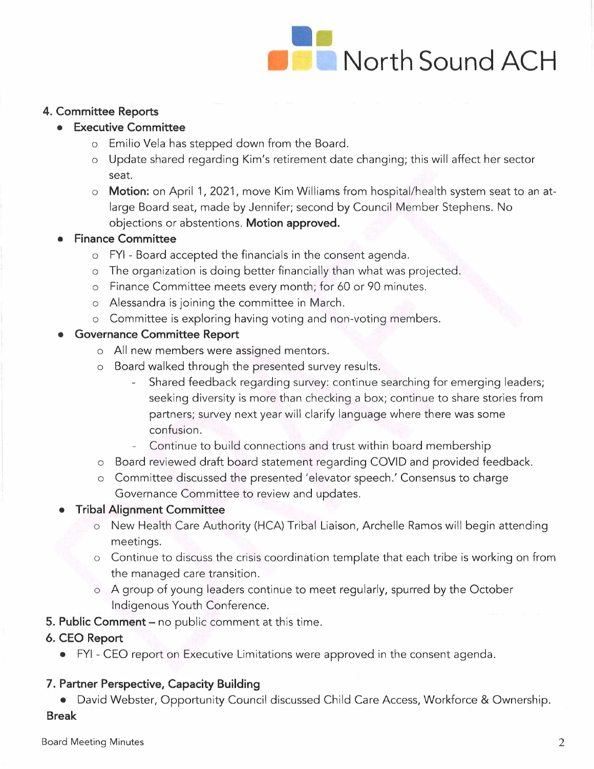## 4. Committee Reports

- **Executive Committee**
  - Emilio Vela has stepped down from the Board.
  - Update shared regarding Kim's retirement date changing; this will affect her sector seat.
  - **Motion:** on April 1, 2021, move Kim Williams from hospital/health system seat to an at-large Board seat, made by Jennifer; second by Council Member Stephens. No objections or abstentions. **Motion approved.**
- **Finance Committee**
  - FYI - Board accepted the financials in the consent agenda.
  - The organization is doing better financially than what was projected.
  - Finance Committee meets every month; for 60 or 90 minutes.
  - Alessandra is joining the committee in March.
  - Committee is exploring having voting and non-voting members.
- **Governance Committee Report**
  - All new members were assigned mentors.
  - Board walked through the presented survey results.
    - Shared feedback regarding survey: continue searching for emerging leaders; seeking diversity is more than checking a box; continue to share stories from partners; survey next year will clarify language where there was some confusion.
    - Continue to build connections and trust within board membership
  - Board reviewed draft board statement regarding COVID and provided feedback.
  - Committee discussed the presented 'elevator speech.' Consensus to charge Governance Committee to review and updates.
- **Tribal Alignment Committee**
  - New Health Care Authority (HCA) Tribal Liaison, Archelle Ramos will begin attending meetings.
  - Continue to discuss the crisis coordination template that each tribe is working on from the managed care transition.
  - A group of young leaders continue to meet regularly, spurred by the October Indigenous Youth Conference.

## 5. Public Comment – no public comment at this time.

## 6. CEO Report

- FYI - CEO report on Executive Limitations were approved in the consent agenda.

## 7. Partner Perspective, Capacity Building

- David Webster, Opportunity Council discussed Child Care Access, Workforce & Ownership.

**Break**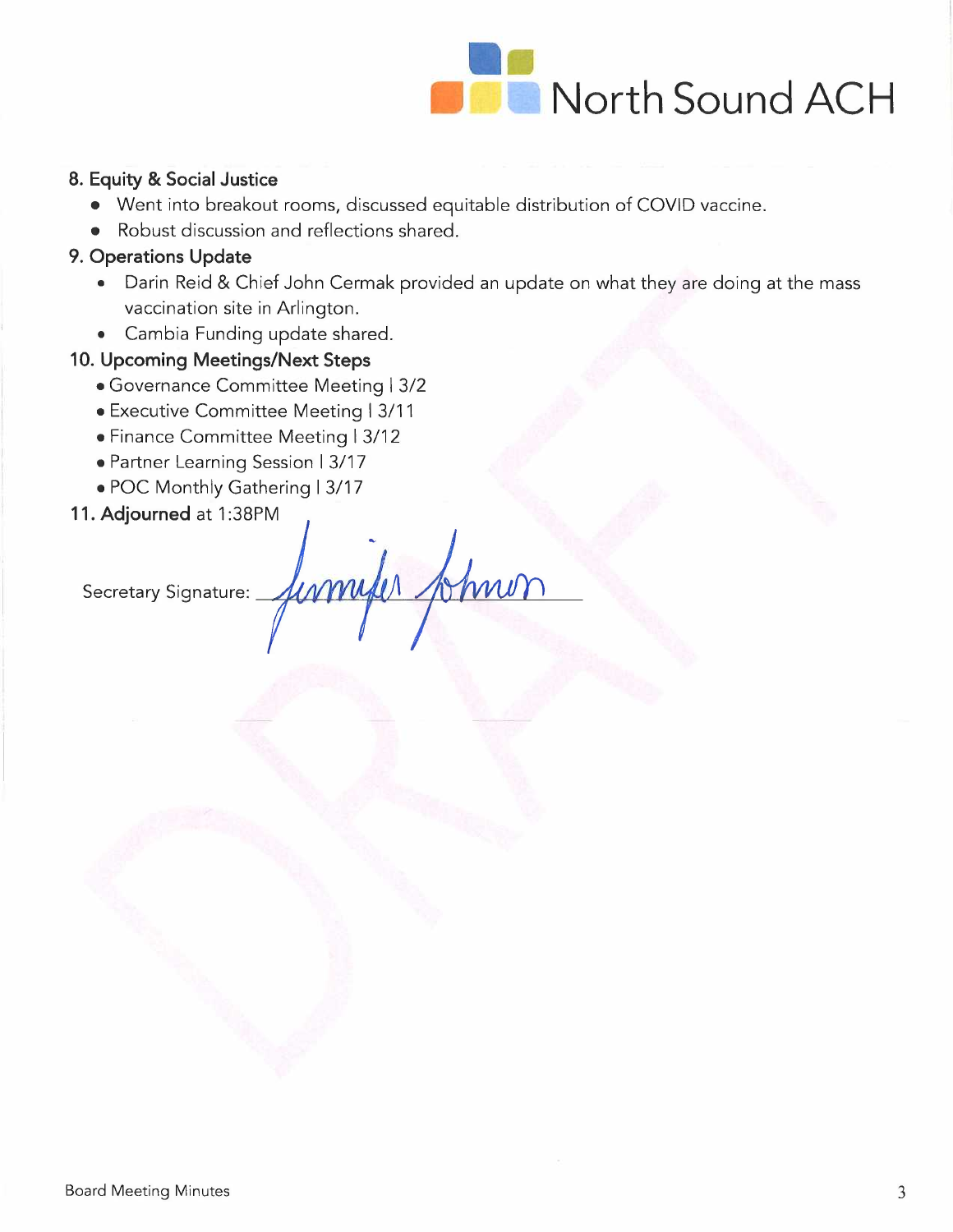**8. Equity & Social Justice**

- Went into breakout rooms, discussed equitable distribution of COVID vaccine.
- Robust discussion and reflections shared.

**9. Operations Update**

- Darin Reid & Chief John Cermak provided an update on what they are doing at the mass vaccination site in Arlington.
- Cambia Funding update shared.

**10. Upcoming Meetings/Next Steps**

- Governance Committee Meeting | 3/2
- Executive Committee Meeting | 3/11
- Finance Committee Meeting | 3/12
- Partner Learning Session | 3/17
- POC Monthly Gathering | 3/17

**11. Adjourned** at 1:38PM

Secretary Signature: Jennifer Johnson